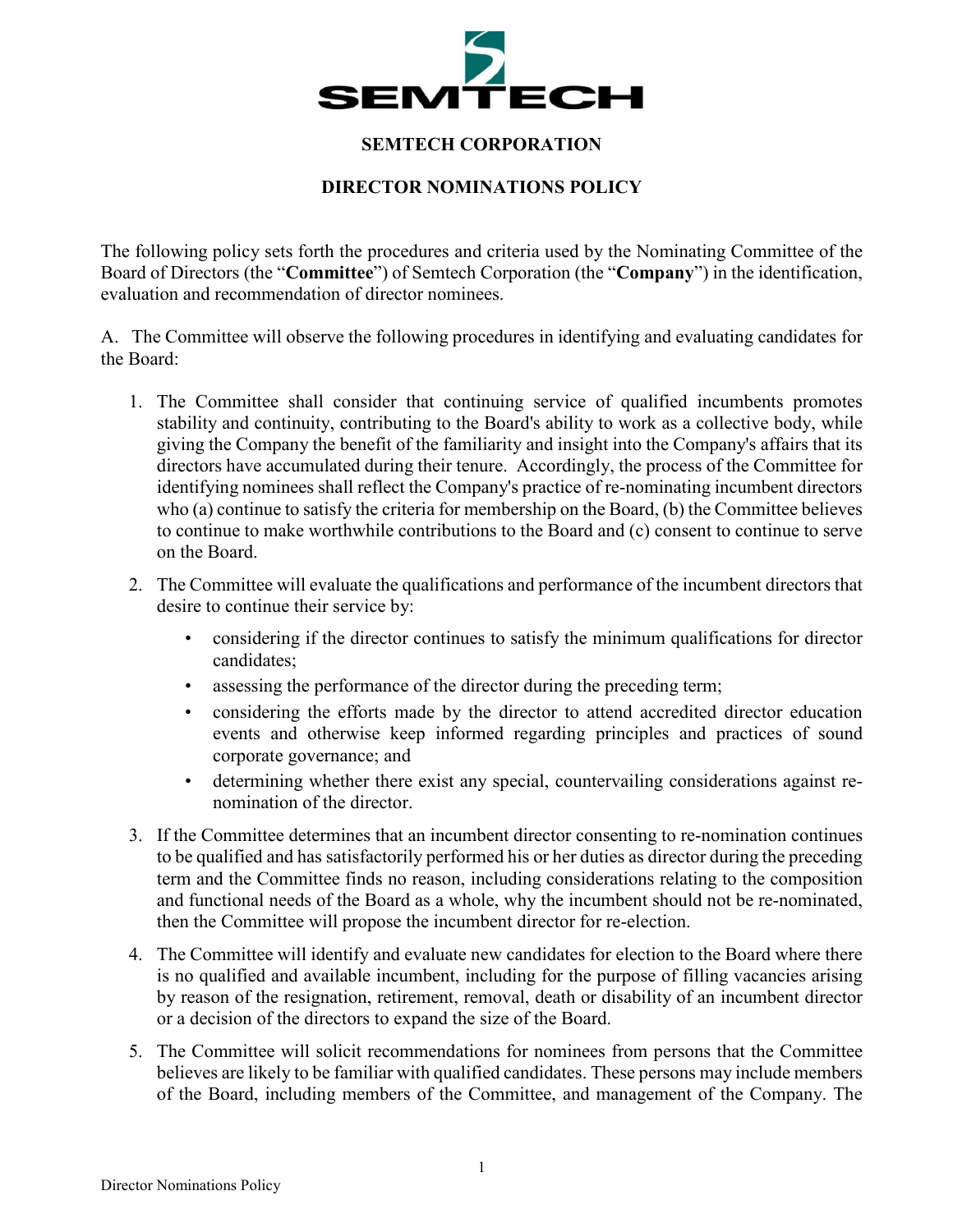# SEMTECH CORPORATION

## DIRECTOR NOMINATIONS POLICY

The following policy sets forth the procedures and criteria used by the Nominating Committee of the Board of Directors (the "**Committee**") of Semtech Corporation (the "**Company**") in the identification, evaluation and recommendation of director nominees.

A. The Committee will observe the following procedures in identifying and evaluating candidates for the Board:

1. The Committee shall consider that continuing service of qualified incumbents promotes stability and continuity, contributing to the Board's ability to work as a collective body, while giving the Company the benefit of the familiarity and insight into the Company's affairs that its directors have accumulated during their tenure. Accordingly, the process of the Committee for identifying nominees shall reflect the Company's practice of re-nominating incumbent directors who (a) continue to satisfy the criteria for membership on the Board, (b) the Committee believes to continue to make worthwhile contributions to the Board and (c) consent to continue to serve on the Board.

2. The Committee will evaluate the qualifications and performance of the incumbent directors that desire to continue their service by:
   - considering if the director continues to satisfy the minimum qualifications for director candidates;
   - assessing the performance of the director during the preceding term;
   - considering the efforts made by the director to attend accredited director education events and otherwise keep informed regarding principles and practices of sound corporate governance; and
   - determining whether there exist any special, countervailing considerations against re-nomination of the director.

3. If the Committee determines that an incumbent director consenting to re-nomination continues to be qualified and has satisfactorily performed his or her duties as director during the preceding term and the Committee finds no reason, including considerations relating to the composition and functional needs of the Board as a whole, why the incumbent should not be re-nominated, then the Committee will propose the incumbent director for re-election.

4. The Committee will identify and evaluate new candidates for election to the Board where there is no qualified and available incumbent, including for the purpose of filling vacancies arising by reason of the resignation, retirement, removal, death or disability of an incumbent director or a decision of the directors to expand the size of the Board.

5. The Committee will solicit recommendations for nominees from persons that the Committee believes are likely to be familiar with qualified candidates. These persons may include members of the Board, including members of the Committee, and management of the Company. The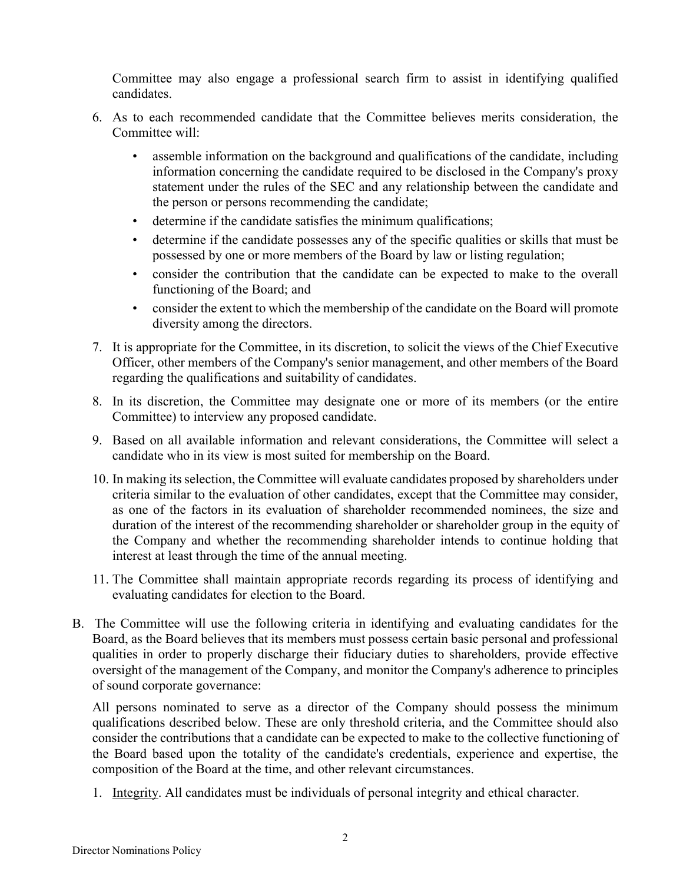Committee may also engage a professional search firm to assist in identifying qualified candidates.

6. As to each recommended candidate that the Committee believes merits consideration, the Committee will:
   - assemble information on the background and qualifications of the candidate, including information concerning the candidate required to be disclosed in the Company's proxy statement under the rules of the SEC and any relationship between the candidate and the person or persons recommending the candidate;
   - determine if the candidate satisfies the minimum qualifications;
   - determine if the candidate possesses any of the specific qualities or skills that must be possessed by one or more members of the Board by law or listing regulation;
   - consider the contribution that the candidate can be expected to make to the overall functioning of the Board; and
   - consider the extent to which the membership of the candidate on the Board will promote diversity among the directors.
7. It is appropriate for the Committee, in its discretion, to solicit the views of the Chief Executive Officer, other members of the Company's senior management, and other members of the Board regarding the qualifications and suitability of candidates.
8. In its discretion, the Committee may designate one or more of its members (or the entire Committee) to interview any proposed candidate.
9. Based on all available information and relevant considerations, the Committee will select a candidate who in its view is most suited for membership on the Board.
10. In making its selection, the Committee will evaluate candidates proposed by shareholders under criteria similar to the evaluation of other candidates, except that the Committee may consider, as one of the factors in its evaluation of shareholder recommended nominees, the size and duration of the interest of the recommending shareholder or shareholder group in the equity of the Company and whether the recommending shareholder intends to continue holding that interest at least through the time of the annual meeting.
11. The Committee shall maintain appropriate records regarding its process of identifying and evaluating candidates for election to the Board.

B. The Committee will use the following criteria in identifying and evaluating candidates for the Board, as the Board believes that its members must possess certain basic personal and professional qualities in order to properly discharge their fiduciary duties to shareholders, provide effective oversight of the management of the Company, and monitor the Company's adherence to principles of sound corporate governance:

All persons nominated to serve as a director of the Company should possess the minimum qualifications described below. These are only threshold criteria, and the Committee should also consider the contributions that a candidate can be expected to make to the collective functioning of the Board based upon the totality of the candidate's credentials, experience and expertise, the composition of the Board at the time, and other relevant circumstances.

1. Integrity. All candidates must be individuals of personal integrity and ethical character.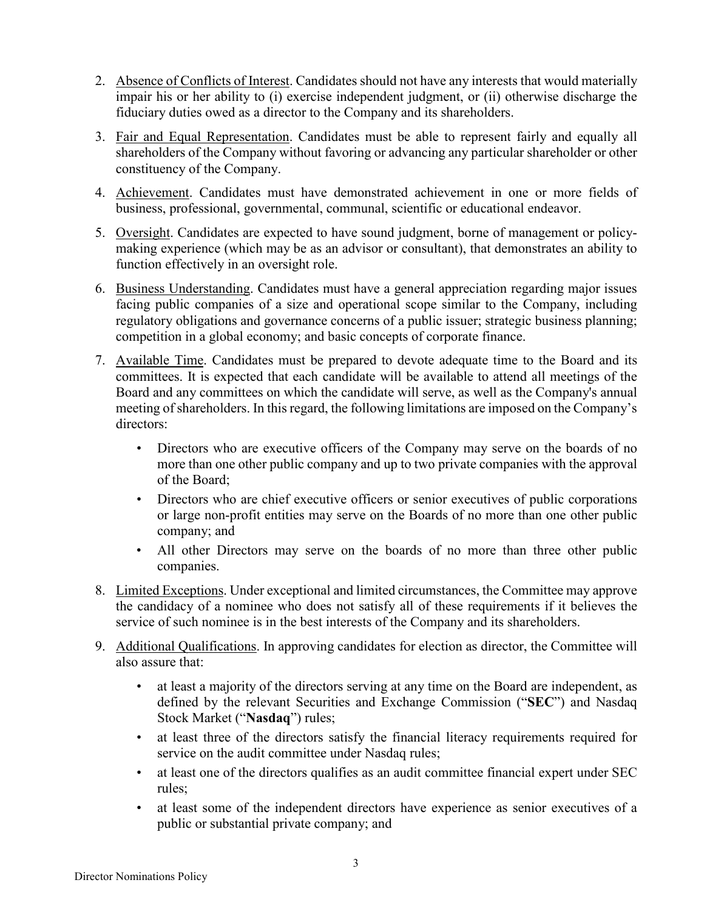2. Absence of Conflicts of Interest. Candidates should not have any interests that would materially impair his or her ability to (i) exercise independent judgment, or (ii) otherwise discharge the fiduciary duties owed as a director to the Company and its shareholders.

3. Fair and Equal Representation. Candidates must be able to represent fairly and equally all shareholders of the Company without favoring or advancing any particular shareholder or other constituency of the Company.

4. Achievement. Candidates must have demonstrated achievement in one or more fields of business, professional, governmental, communal, scientific or educational endeavor.

5. Oversight. Candidates are expected to have sound judgment, borne of management or policy-making experience (which may be as an advisor or consultant), that demonstrates an ability to function effectively in an oversight role.

6. Business Understanding. Candidates must have a general appreciation regarding major issues facing public companies of a size and operational scope similar to the Company, including regulatory obligations and governance concerns of a public issuer; strategic business planning; competition in a global economy; and basic concepts of corporate finance.

7. Available Time. Candidates must be prepared to devote adequate time to the Board and its committees. It is expected that each candidate will be available to attend all meetings of the Board and any committees on which the candidate will serve, as well as the Company's annual meeting of shareholders. In this regard, the following limitations are imposed on the Company's directors:

   - Directors who are executive officers of the Company may serve on the boards of no more than one other public company and up to two private companies with the approval of the Board;
   - Directors who are chief executive officers or senior executives of public corporations or large non-profit entities may serve on the Boards of no more than one other public company; and
   - All other Directors may serve on the boards of no more than three other public companies.

8. Limited Exceptions. Under exceptional and limited circumstances, the Committee may approve the candidacy of a nominee who does not satisfy all of these requirements if it believes the service of such nominee is in the best interests of the Company and its shareholders.

9. Additional Qualifications. In approving candidates for election as director, the Committee will also assure that:

   - at least a majority of the directors serving at any time on the Board are independent, as defined by the relevant Securities and Exchange Commission ("**SEC**") and Nasdaq Stock Market ("**Nasdaq**") rules;
   - at least three of the directors satisfy the financial literacy requirements required for service on the audit committee under Nasdaq rules;
   - at least one of the directors qualifies as an audit committee financial expert under SEC rules;
   - at least some of the independent directors have experience as senior executives of a public or substantial private company; and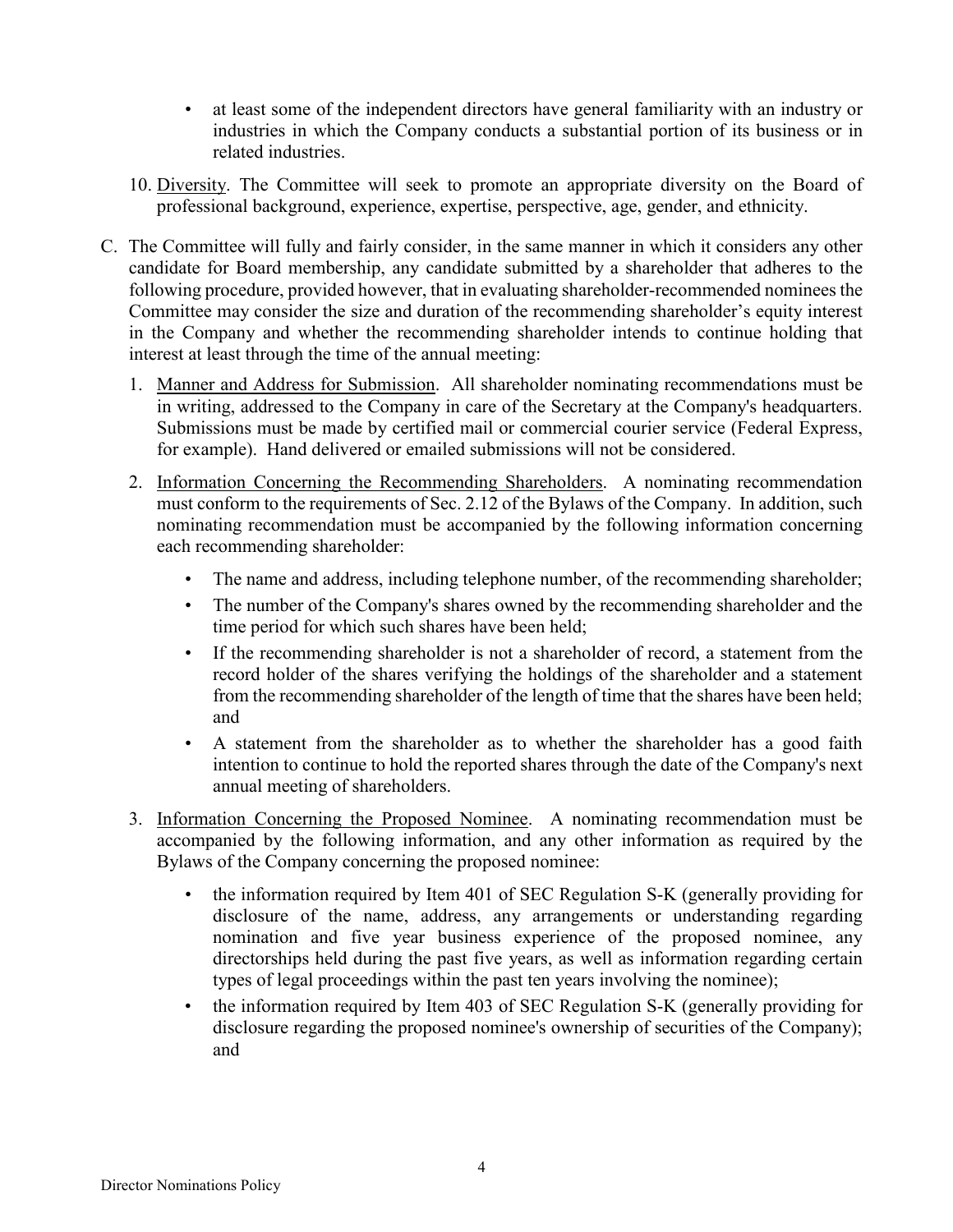- at least some of the independent directors have general familiarity with an industry or industries in which the Company conducts a substantial portion of its business or in related industries.

10. Diversity. The Committee will seek to promote an appropriate diversity on the Board of professional background, experience, expertise, perspective, age, gender, and ethnicity.

C. The Committee will fully and fairly consider, in the same manner in which it considers any other candidate for Board membership, any candidate submitted by a shareholder that adheres to the following procedure, provided however, that in evaluating shareholder-recommended nominees the Committee may consider the size and duration of the recommending shareholder's equity interest in the Company and whether the recommending shareholder intends to continue holding that interest at least through the time of the annual meeting:

1. Manner and Address for Submission. All shareholder nominating recommendations must be in writing, addressed to the Company in care of the Secretary at the Company's headquarters. Submissions must be made by certified mail or commercial courier service (Federal Express, for example). Hand delivered or emailed submissions will not be considered.

2. Information Concerning the Recommending Shareholders. A nominating recommendation must conform to the requirements of Sec. 2.12 of the Bylaws of the Company. In addition, such nominating recommendation must be accompanied by the following information concerning each recommending shareholder:

   - The name and address, including telephone number, of the recommending shareholder;
   - The number of the Company's shares owned by the recommending shareholder and the time period for which such shares have been held;
   - If the recommending shareholder is not a shareholder of record, a statement from the record holder of the shares verifying the holdings of the shareholder and a statement from the recommending shareholder of the length of time that the shares have been held; and
   - A statement from the shareholder as to whether the shareholder has a good faith intention to continue to hold the reported shares through the date of the Company's next annual meeting of shareholders.

3. Information Concerning the Proposed Nominee. A nominating recommendation must be accompanied by the following information, and any other information as required by the Bylaws of the Company concerning the proposed nominee:

   - the information required by Item 401 of SEC Regulation S-K (generally providing for disclosure of the name, address, any arrangements or understanding regarding nomination and five year business experience of the proposed nominee, any directorships held during the past five years, as well as information regarding certain types of legal proceedings within the past ten years involving the nominee);
   - the information required by Item 403 of SEC Regulation S-K (generally providing for disclosure regarding the proposed nominee's ownership of securities of the Company); and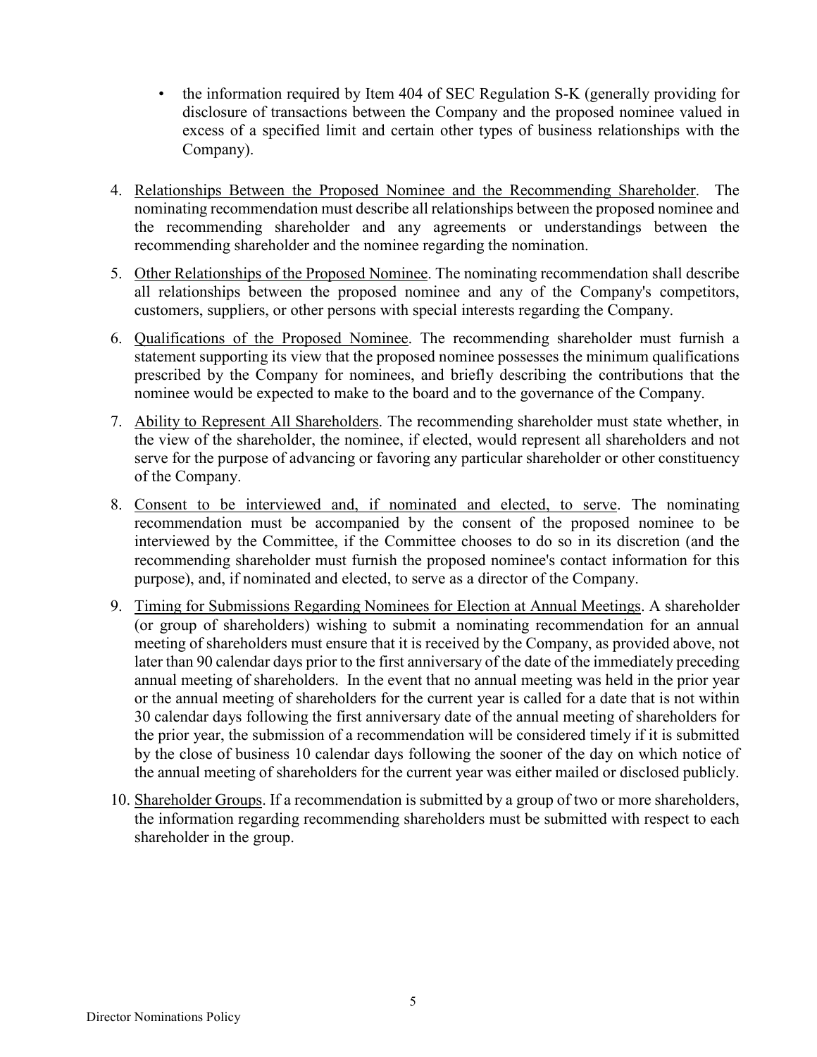- the information required by Item 404 of SEC Regulation S-K (generally providing for disclosure of transactions between the Company and the proposed nominee valued in excess of a specified limit and certain other types of business relationships with the Company).

4. Relationships Between the Proposed Nominee and the Recommending Shareholder. The nominating recommendation must describe all relationships between the proposed nominee and the recommending shareholder and any agreements or understandings between the recommending shareholder and the nominee regarding the nomination.

5. Other Relationships of the Proposed Nominee. The nominating recommendation shall describe all relationships between the proposed nominee and any of the Company's competitors, customers, suppliers, or other persons with special interests regarding the Company.

6. Qualifications of the Proposed Nominee. The recommending shareholder must furnish a statement supporting its view that the proposed nominee possesses the minimum qualifications prescribed by the Company for nominees, and briefly describing the contributions that the nominee would be expected to make to the board and to the governance of the Company.

7. Ability to Represent All Shareholders. The recommending shareholder must state whether, in the view of the shareholder, the nominee, if elected, would represent all shareholders and not serve for the purpose of advancing or favoring any particular shareholder or other constituency of the Company.

8. Consent to be interviewed and, if nominated and elected, to serve. The nominating recommendation must be accompanied by the consent of the proposed nominee to be interviewed by the Committee, if the Committee chooses to do so in its discretion (and the recommending shareholder must furnish the proposed nominee's contact information for this purpose), and, if nominated and elected, to serve as a director of the Company.

9. Timing for Submissions Regarding Nominees for Election at Annual Meetings. A shareholder (or group of shareholders) wishing to submit a nominating recommendation for an annual meeting of shareholders must ensure that it is received by the Company, as provided above, not later than 90 calendar days prior to the first anniversary of the date of the immediately preceding annual meeting of shareholders. In the event that no annual meeting was held in the prior year or the annual meeting of shareholders for the current year is called for a date that is not within 30 calendar days following the first anniversary date of the annual meeting of shareholders for the prior year, the submission of a recommendation will be considered timely if it is submitted by the close of business 10 calendar days following the sooner of the day on which notice of the annual meeting of shareholders for the current year was either mailed or disclosed publicly.

10. Shareholder Groups. If a recommendation is submitted by a group of two or more shareholders, the information regarding recommending shareholders must be submitted with respect to each shareholder in the group.